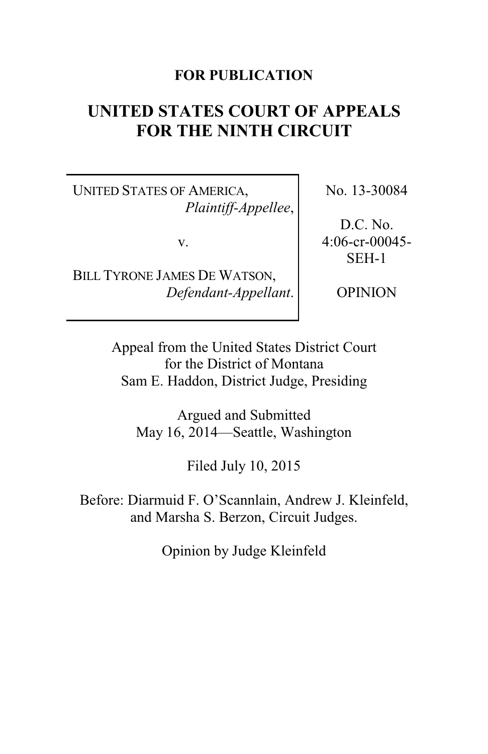**FOR PUBLICATION**

# UNITED STATES COURT OF APPEALS FOR THE NINTH CIRCUIT

| | |
|---|---|
| UNITED STATES OF AMERICA, *Plaintiff-Appellee*, v. BILL TYRONE JAMES DE WATSON, *Defendant-Appellant*. | No. 13-30084 D.C. No. 4:06-cr-00045-SEH-1 OPINION |

Appeal from the United States District Court for the District of Montana
Sam E. Haddon, District Judge, Presiding

Argued and Submitted
May 16, 2014—Seattle, Washington

Filed July 10, 2015

Before: Diarmuid F. O'Scannlain, Andrew J. Kleinfeld, and Marsha S. Berzon, Circuit Judges.

Opinion by Judge Kleinfeld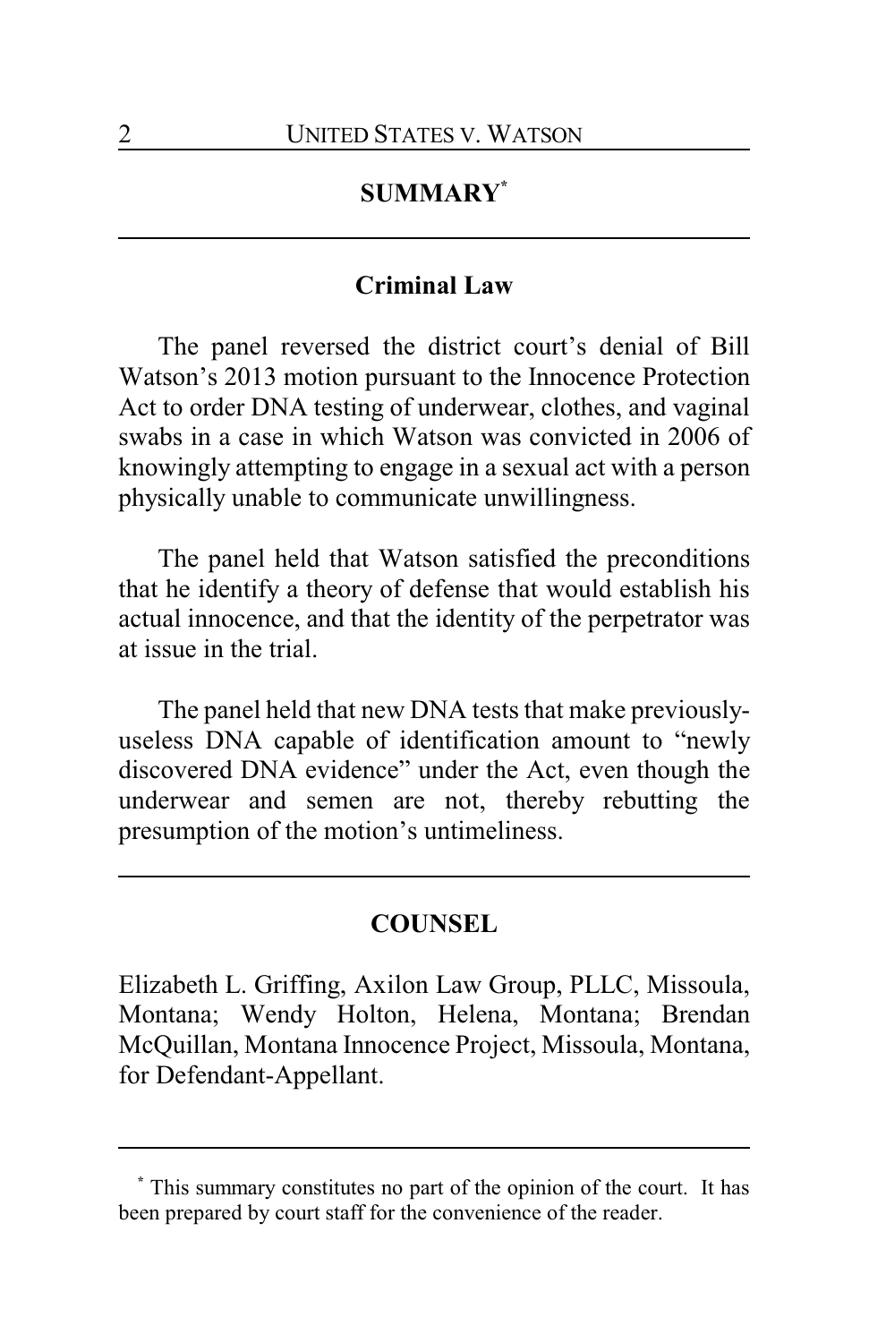## SUMMARY*

### Criminal Law

The panel reversed the district court's denial of Bill Watson's 2013 motion pursuant to the Innocence Protection Act to order DNA testing of underwear, clothes, and vaginal swabs in a case in which Watson was convicted in 2006 of knowingly attempting to engage in a sexual act with a person physically unable to communicate unwillingness.

The panel held that Watson satisfied the preconditions that he identify a theory of defense that would establish his actual innocence, and that the identity of the perpetrator was at issue in the trial.

The panel held that new DNA tests that make previously-useless DNA capable of identification amount to "newly discovered DNA evidence" under the Act, even though the underwear and semen are not, thereby rebutting the presumption of the motion's untimeliness.

## COUNSEL

Elizabeth L. Griffing, Axilon Law Group, PLLC, Missoula, Montana; Wendy Holton, Helena, Montana; Brendan McQuillan, Montana Innocence Project, Missoula, Montana, for Defendant-Appellant.

---

\* This summary constitutes no part of the opinion of the court. It has been prepared by court staff for the convenience of the reader.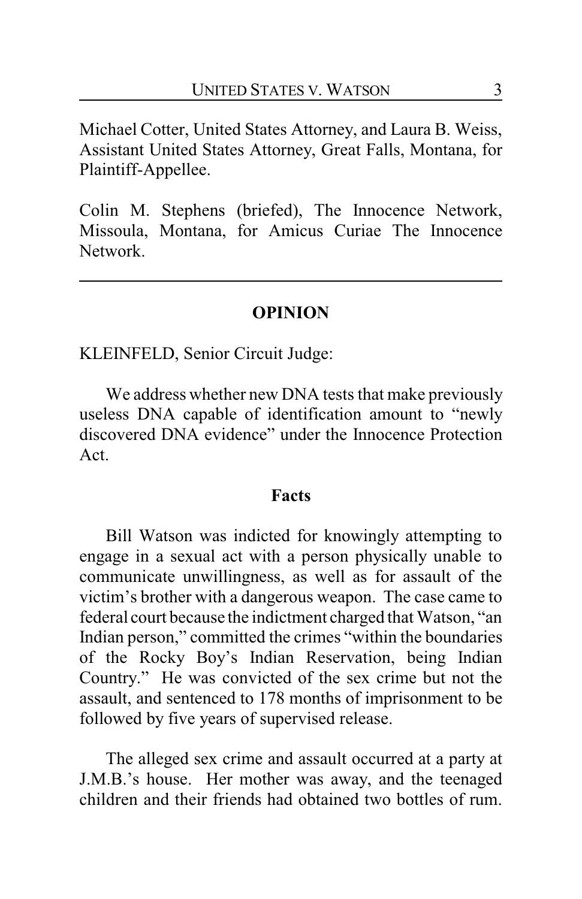Michael Cotter, United States Attorney, and Laura B. Weiss, Assistant United States Attorney, Great Falls, Montana, for Plaintiff-Appellee.

Colin M. Stephens (briefed), The Innocence Network, Missoula, Montana, for Amicus Curiae The Innocence Network.

---

## OPINION

KLEINFELD, Senior Circuit Judge:

We address whether new DNA tests that make previously useless DNA capable of identification amount to "newly discovered DNA evidence" under the Innocence Protection Act.

### Facts

Bill Watson was indicted for knowingly attempting to engage in a sexual act with a person physically unable to communicate unwillingness, as well as for assault of the victim's brother with a dangerous weapon. The case came to federal court because the indictment charged that Watson, "an Indian person," committed the crimes "within the boundaries of the Rocky Boy's Indian Reservation, being Indian Country." He was convicted of the sex crime but not the assault, and sentenced to 178 months of imprisonment to be followed by five years of supervised release.

The alleged sex crime and assault occurred at a party at J.M.B.'s house. Her mother was away, and the teenaged children and their friends had obtained two bottles of rum.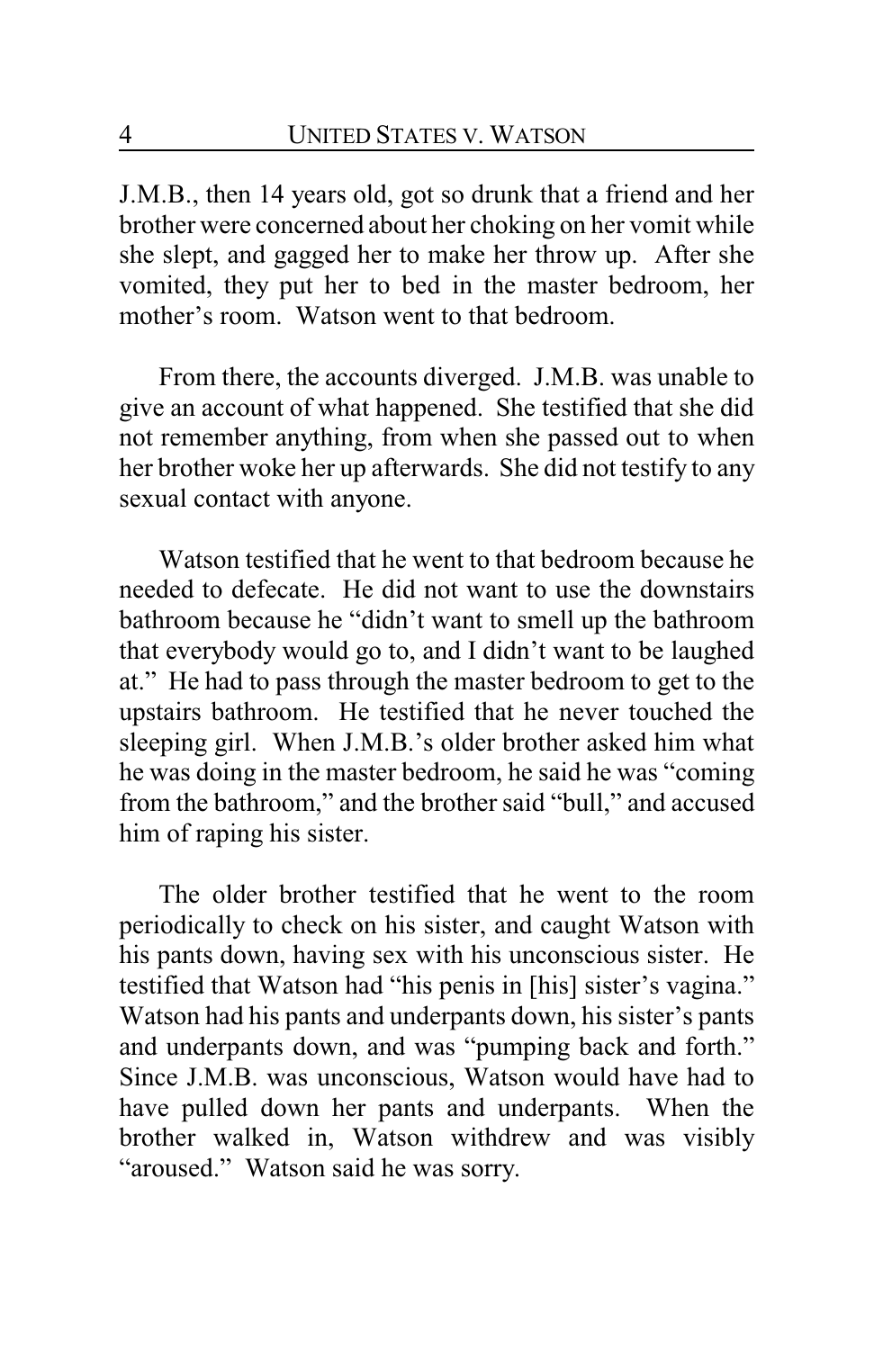J.M.B., then 14 years old, got so drunk that a friend and her brother were concerned about her choking on her vomit while she slept, and gagged her to make her throw up. After she vomited, they put her to bed in the master bedroom, her mother's room. Watson went to that bedroom.

From there, the accounts diverged. J.M.B. was unable to give an account of what happened. She testified that she did not remember anything, from when she passed out to when her brother woke her up afterwards. She did not testify to any sexual contact with anyone.

Watson testified that he went to that bedroom because he needed to defecate. He did not want to use the downstairs bathroom because he "didn't want to smell up the bathroom that everybody would go to, and I didn't want to be laughed at." He had to pass through the master bedroom to get to the upstairs bathroom. He testified that he never touched the sleeping girl. When J.M.B.'s older brother asked him what he was doing in the master bedroom, he said he was "coming from the bathroom," and the brother said "bull," and accused him of raping his sister.

The older brother testified that he went to the room periodically to check on his sister, and caught Watson with his pants down, having sex with his unconscious sister. He testified that Watson had "his penis in [his] sister's vagina." Watson had his pants and underpants down, his sister's pants and underpants down, and was "pumping back and forth." Since J.M.B. was unconscious, Watson would have had to have pulled down her pants and underpants. When the brother walked in, Watson withdrew and was visibly "aroused." Watson said he was sorry.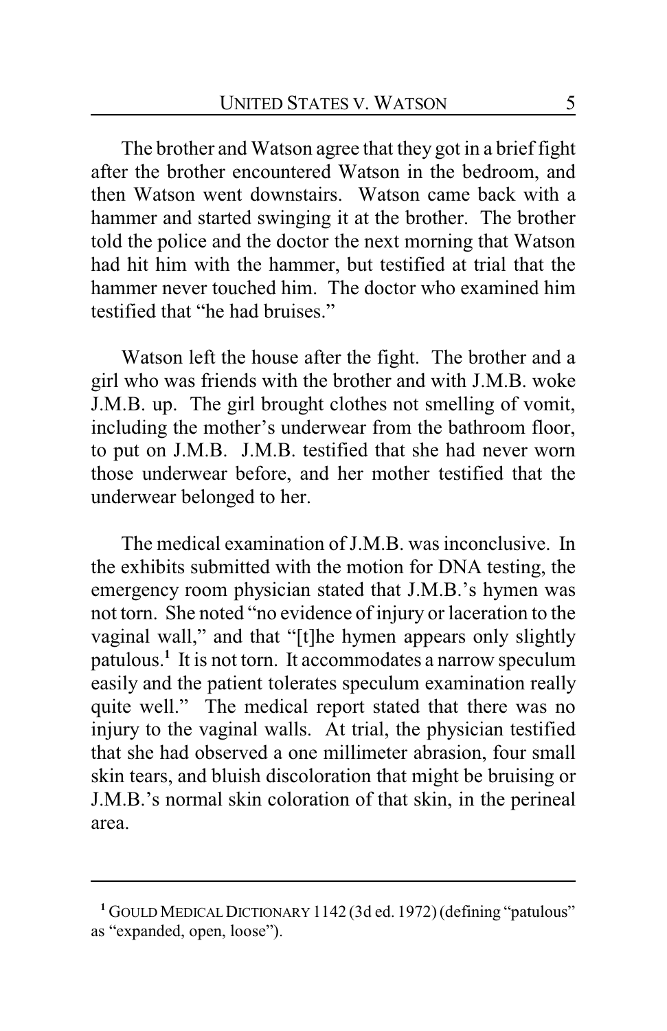The brother and Watson agree that they got in a brief fight after the brother encountered Watson in the bedroom, and then Watson went downstairs. Watson came back with a hammer and started swinging it at the brother. The brother told the police and the doctor the next morning that Watson had hit him with the hammer, but testified at trial that the hammer never touched him. The doctor who examined him testified that "he had bruises."

Watson left the house after the fight. The brother and a girl who was friends with the brother and with J.M.B. woke J.M.B. up. The girl brought clothes not smelling of vomit, including the mother's underwear from the bathroom floor, to put on J.M.B. J.M.B. testified that she had never worn those underwear before, and her mother testified that the underwear belonged to her.

The medical examination of J.M.B. was inconclusive. In the exhibits submitted with the motion for DNA testing, the emergency room physician stated that J.M.B.'s hymen was not torn. She noted "no evidence of injury or laceration to the vaginal wall," and that "[t]he hymen appears only slightly patulous.[1] It is not torn. It accommodates a narrow speculum easily and the patient tolerates speculum examination really quite well." The medical report stated that there was no injury to the vaginal walls. At trial, the physician testified that she had observed a one millimeter abrasion, four small skin tears, and bluish discoloration that might be bruising or J.M.B.'s normal skin coloration of that skin, in the perineal area.

---

[1] GOULD MEDICAL DICTIONARY 1142 (3d ed. 1972) (defining "patulous" as "expanded, open, loose").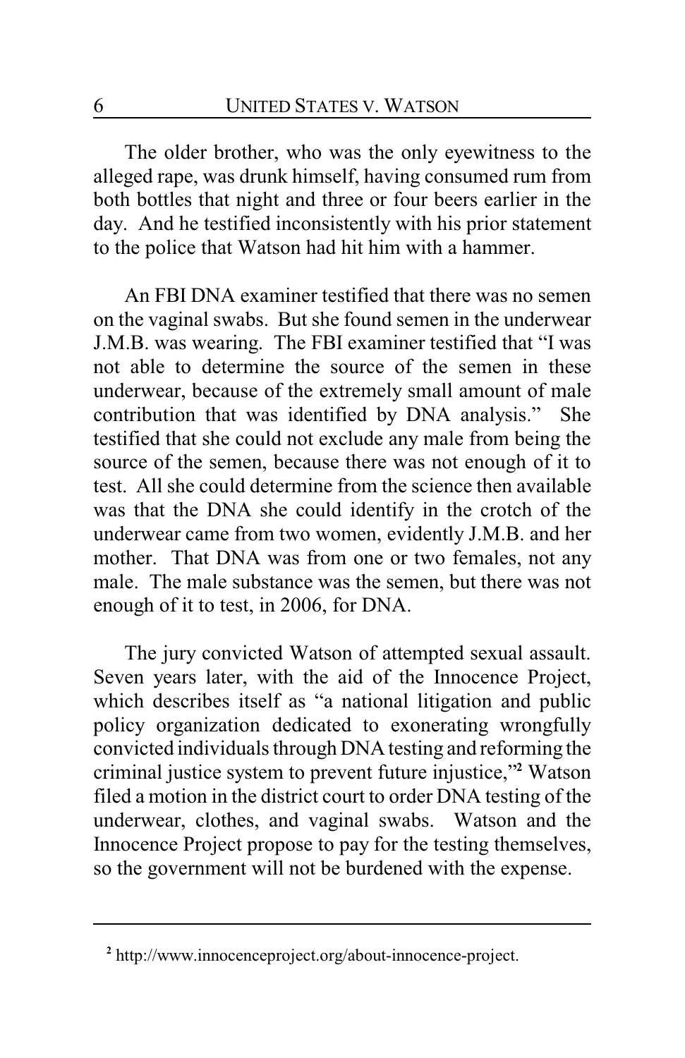The older brother, who was the only eyewitness to the alleged rape, was drunk himself, having consumed rum from both bottles that night and three or four beers earlier in the day. And he testified inconsistently with his prior statement to the police that Watson had hit him with a hammer.

An FBI DNA examiner testified that there was no semen on the vaginal swabs. But she found semen in the underwear J.M.B. was wearing. The FBI examiner testified that "I was not able to determine the source of the semen in these underwear, because of the extremely small amount of male contribution that was identified by DNA analysis." She testified that she could not exclude any male from being the source of the semen, because there was not enough of it to test. All she could determine from the science then available was that the DNA she could identify in the crotch of the underwear came from two women, evidently J.M.B. and her mother. That DNA was from one or two females, not any male. The male substance was the semen, but there was not enough of it to test, in 2006, for DNA.

The jury convicted Watson of attempted sexual assault. Seven years later, with the aid of the Innocence Project, which describes itself as "a national litigation and public policy organization dedicated to exonerating wrongfully convicted individuals through DNA testing and reforming the criminal justice system to prevent future injustice,"[2] Watson filed a motion in the district court to order DNA testing of the underwear, clothes, and vaginal swabs. Watson and the Innocence Project propose to pay for the testing themselves, so the government will not be burdened with the expense.

---

[2] http://www.innocenceproject.org/about-innocence-project.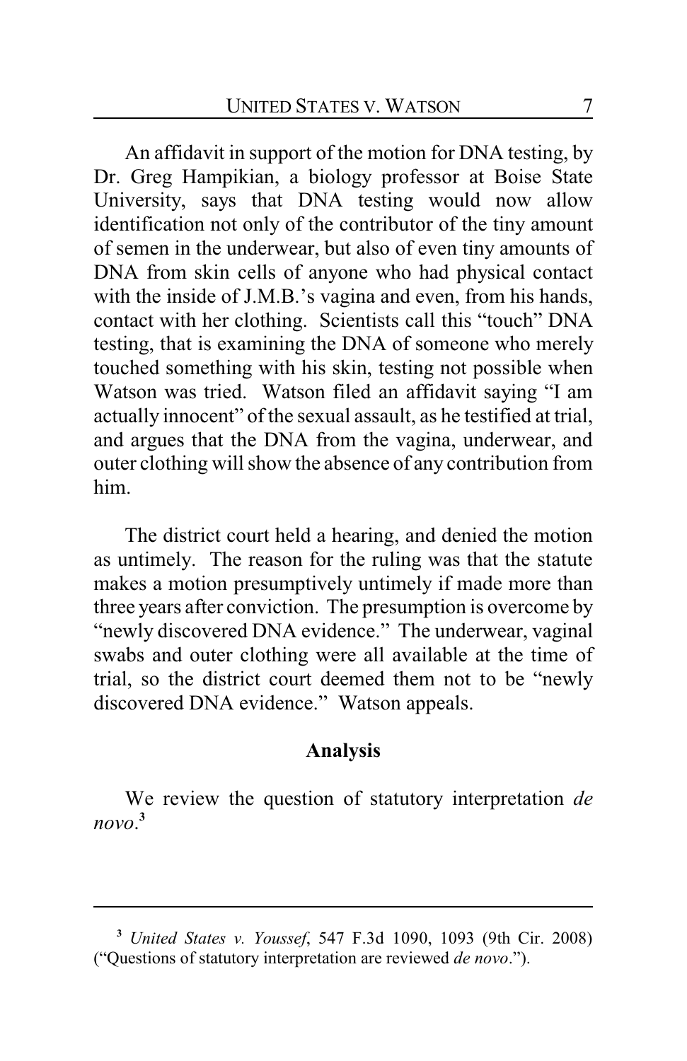An affidavit in support of the motion for DNA testing, by Dr. Greg Hampikian, a biology professor at Boise State University, says that DNA testing would now allow identification not only of the contributor of the tiny amount of semen in the underwear, but also of even tiny amounts of DNA from skin cells of anyone who had physical contact with the inside of J.M.B.'s vagina and even, from his hands, contact with her clothing. Scientists call this "touch" DNA testing, that is examining the DNA of someone who merely touched something with his skin, testing not possible when Watson was tried. Watson filed an affidavit saying "I am actually innocent" of the sexual assault, as he testified at trial, and argues that the DNA from the vagina, underwear, and outer clothing will show the absence of any contribution from him.

The district court held a hearing, and denied the motion as untimely. The reason for the ruling was that the statute makes a motion presumptively untimely if made more than three years after conviction. The presumption is overcome by "newly discovered DNA evidence." The underwear, vaginal swabs and outer clothing were all available at the time of trial, so the district court deemed them not to be "newly discovered DNA evidence." Watson appeals.

**Analysis**

We review the question of statutory interpretation *de novo*.[3]

---

[3] *United States v. Youssef*, 547 F.3d 1090, 1093 (9th Cir. 2008) ("Questions of statutory interpretation are reviewed *de novo*.").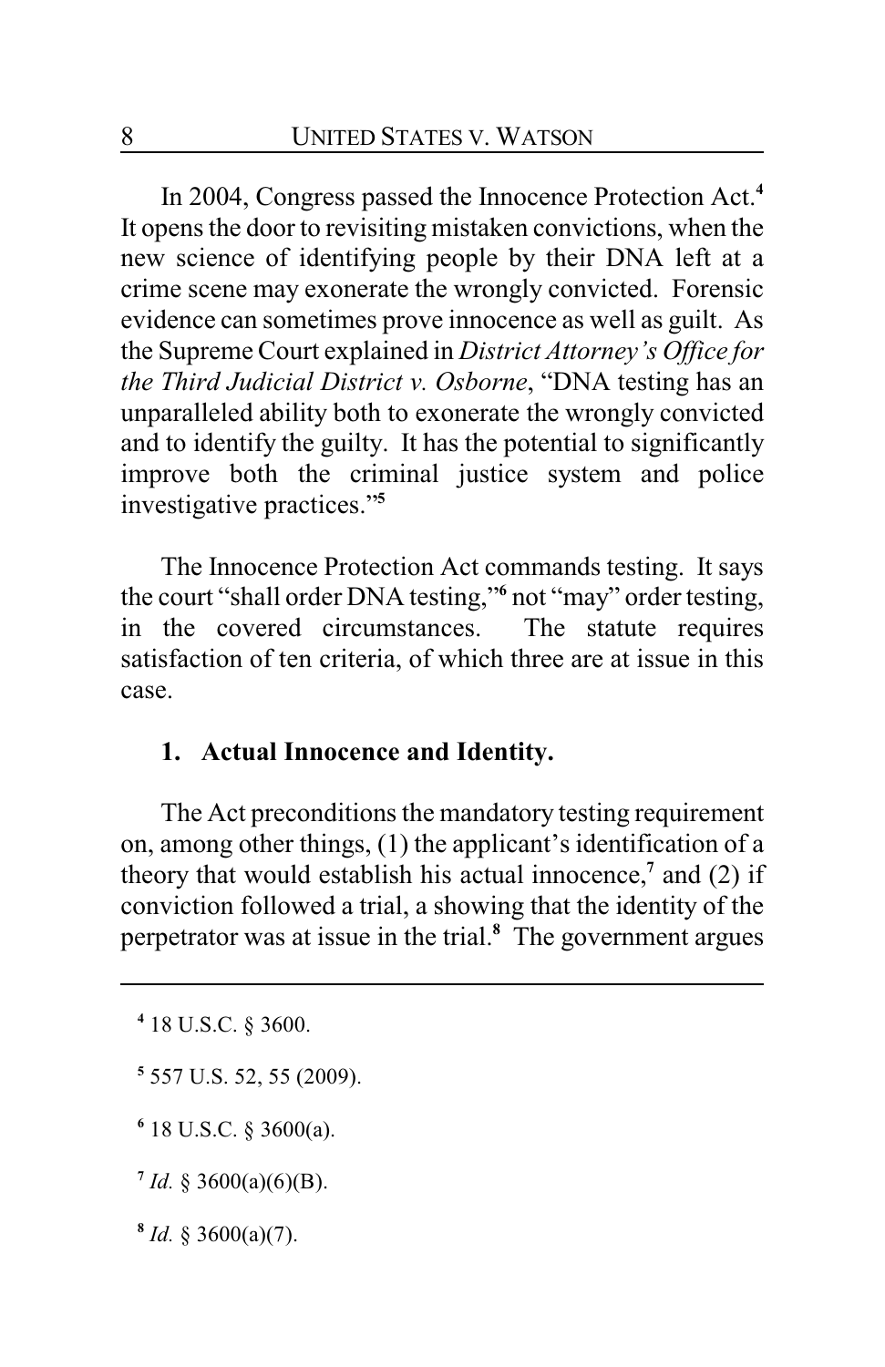In 2004, Congress passed the Innocence Protection Act.[4] It opens the door to revisiting mistaken convictions, when the new science of identifying people by their DNA left at a crime scene may exonerate the wrongly convicted. Forensic evidence can sometimes prove innocence as well as guilt. As the Supreme Court explained in *District Attorney's Office for the Third Judicial District v. Osborne*, "DNA testing has an unparalleled ability both to exonerate the wrongly convicted and to identify the guilty. It has the potential to significantly improve both the criminal justice system and police investigative practices."[5]

The Innocence Protection Act commands testing. It says the court "shall order DNA testing,"[6] not "may" order testing, in the covered circumstances. The statute requires satisfaction of ten criteria, of which three are at issue in this case.

### 1. Actual Innocence and Identity.

The Act preconditions the mandatory testing requirement on, among other things, (1) the applicant's identification of a theory that would establish his actual innocence,[7] and (2) if conviction followed a trial, a showing that the identity of the perpetrator was at issue in the trial.[8] The government argues

---

[4] 18 U.S.C. § 3600.

[5] 557 U.S. 52, 55 (2009).

[6] 18 U.S.C. § 3600(a).

[7] *Id.* § 3600(a)(6)(B).

[8] *Id.* § 3600(a)(7).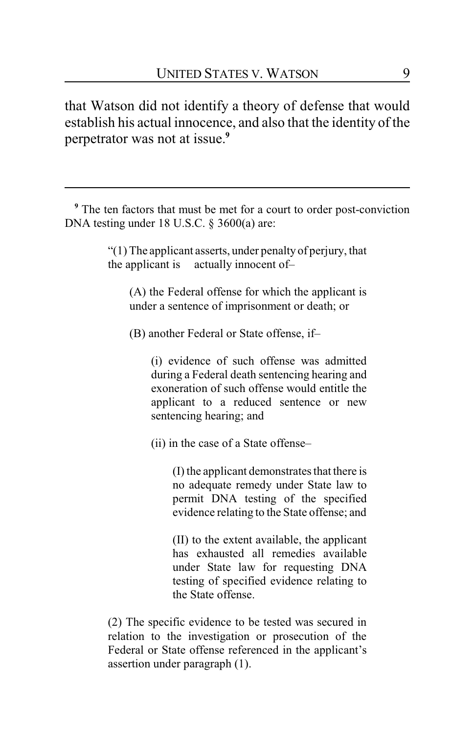that Watson did not identify a theory of defense that would establish his actual innocence, and also that the identity of the perpetrator was not at issue.[9]

---

[9] The ten factors that must be met for a court to order post-conviction DNA testing under 18 U.S.C. § 3600(a) are:

> "(1) The applicant asserts, under penalty of perjury, that the applicant is actually innocent of–
>
> > (A) the Federal offense for which the applicant is under a sentence of imprisonment or death; or
> >
> > (B) another Federal or State offense, if–
> >
> > > (i) evidence of such offense was admitted during a Federal death sentencing hearing and exoneration of such offense would entitle the applicant to a reduced sentence or new sentencing hearing; and
> > >
> > > (ii) in the case of a State offense–
> > >
> > > > (I) the applicant demonstrates that there is no adequate remedy under State law to permit DNA testing of the specified evidence relating to the State offense; and
> > > >
> > > > (II) to the extent available, the applicant has exhausted all remedies available under State law for requesting DNA testing of specified evidence relating to the State offense.
>
> (2) The specific evidence to be tested was secured in relation to the investigation or prosecution of the Federal or State offense referenced in the applicant's assertion under paragraph (1).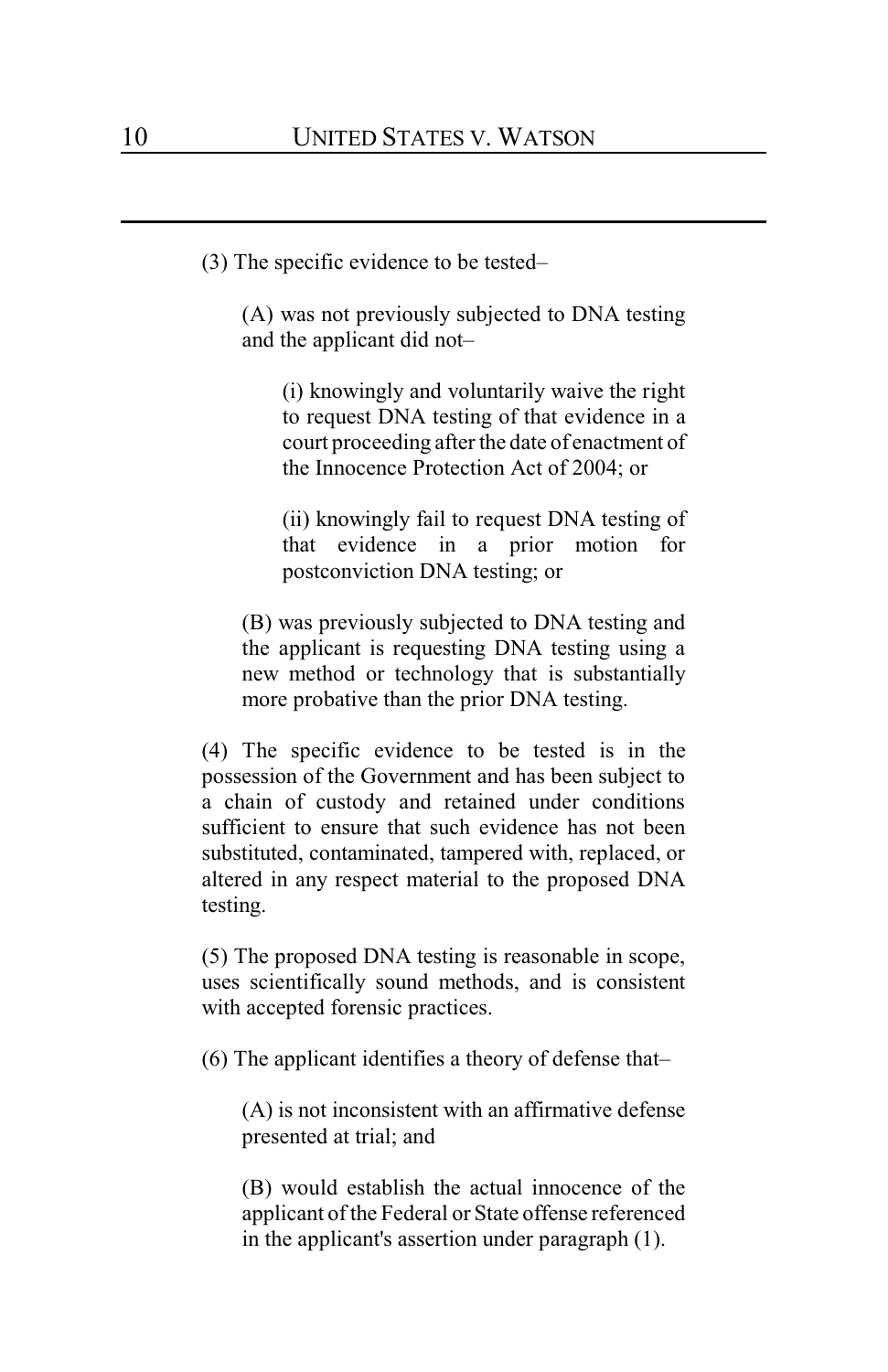(3) The specific evidence to be tested–

> (A) was not previously subjected to DNA testing and the applicant did not–
>
> > (i) knowingly and voluntarily waive the right to request DNA testing of that evidence in a court proceeding after the date of enactment of the Innocence Protection Act of 2004; or
> >
> > (ii) knowingly fail to request DNA testing of that evidence in a prior motion for postconviction DNA testing; or
>
> (B) was previously subjected to DNA testing and the applicant is requesting DNA testing using a new method or technology that is substantially more probative than the prior DNA testing.

(4) The specific evidence to be tested is in the possession of the Government and has been subject to a chain of custody and retained under conditions sufficient to ensure that such evidence has not been substituted, contaminated, tampered with, replaced, or altered in any respect material to the proposed DNA testing.

(5) The proposed DNA testing is reasonable in scope, uses scientifically sound methods, and is consistent with accepted forensic practices.

(6) The applicant identifies a theory of defense that–

> (A) is not inconsistent with an affirmative defense presented at trial; and
>
> (B) would establish the actual innocence of the applicant of the Federal or State offense referenced in the applicant's assertion under paragraph (1).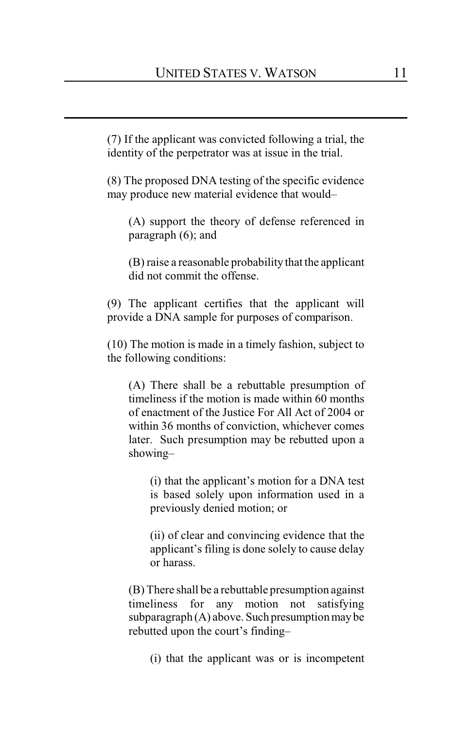(7) If the applicant was convicted following a trial, the identity of the perpetrator was at issue in the trial.

(8) The proposed DNA testing of the specific evidence may produce new material evidence that would–

> (A) support the theory of defense referenced in paragraph (6); and
>
> (B) raise a reasonable probability that the applicant did not commit the offense.

(9) The applicant certifies that the applicant will provide a DNA sample for purposes of comparison.

(10) The motion is made in a timely fashion, subject to the following conditions:

> (A) There shall be a rebuttable presumption of timeliness if the motion is made within 60 months of enactment of the Justice For All Act of 2004 or within 36 months of conviction, whichever comes later. Such presumption may be rebutted upon a showing–
>
> > (i) that the applicant's motion for a DNA test is based solely upon information used in a previously denied motion; or
> >
> > (ii) of clear and convincing evidence that the applicant's filing is done solely to cause delay or harass.
>
> (B) There shall be a rebuttable presumption against timeliness for any motion not satisfying subparagraph (A) above. Such presumption may be rebutted upon the court's finding–
>
> > (i) that the applicant was or is incompetent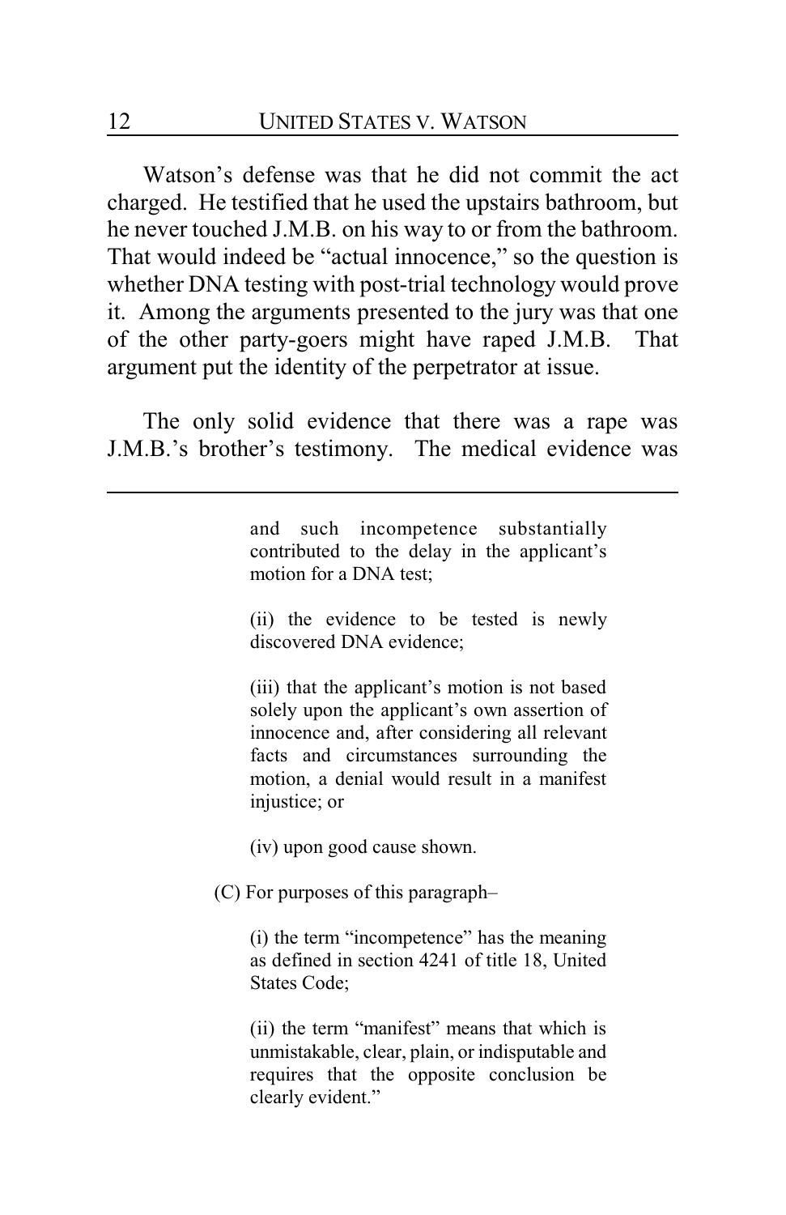Watson's defense was that he did not commit the act charged. He testified that he used the upstairs bathroom, but he never touched J.M.B. on his way to or from the bathroom. That would indeed be "actual innocence," so the question is whether DNA testing with post-trial technology would prove it. Among the arguments presented to the jury was that one of the other party-goers might have raped J.M.B. That argument put the identity of the perpetrator at issue.

The only solid evidence that there was a rape was J.M.B.'s brother's testimony. The medical evidence was

---

> and such incompetence substantially contributed to the delay in the applicant's motion for a DNA test;
>
> (ii) the evidence to be tested is newly discovered DNA evidence;
>
> (iii) that the applicant's motion is not based solely upon the applicant's own assertion of innocence and, after considering all relevant facts and circumstances surrounding the motion, a denial would result in a manifest injustice; or
>
> (iv) upon good cause shown.
>
> (C) For purposes of this paragraph–
>
> (i) the term "incompetence" has the meaning as defined in section 4241 of title 18, United States Code;
>
> (ii) the term "manifest" means that which is unmistakable, clear, plain, or indisputable and requires that the opposite conclusion be clearly evident."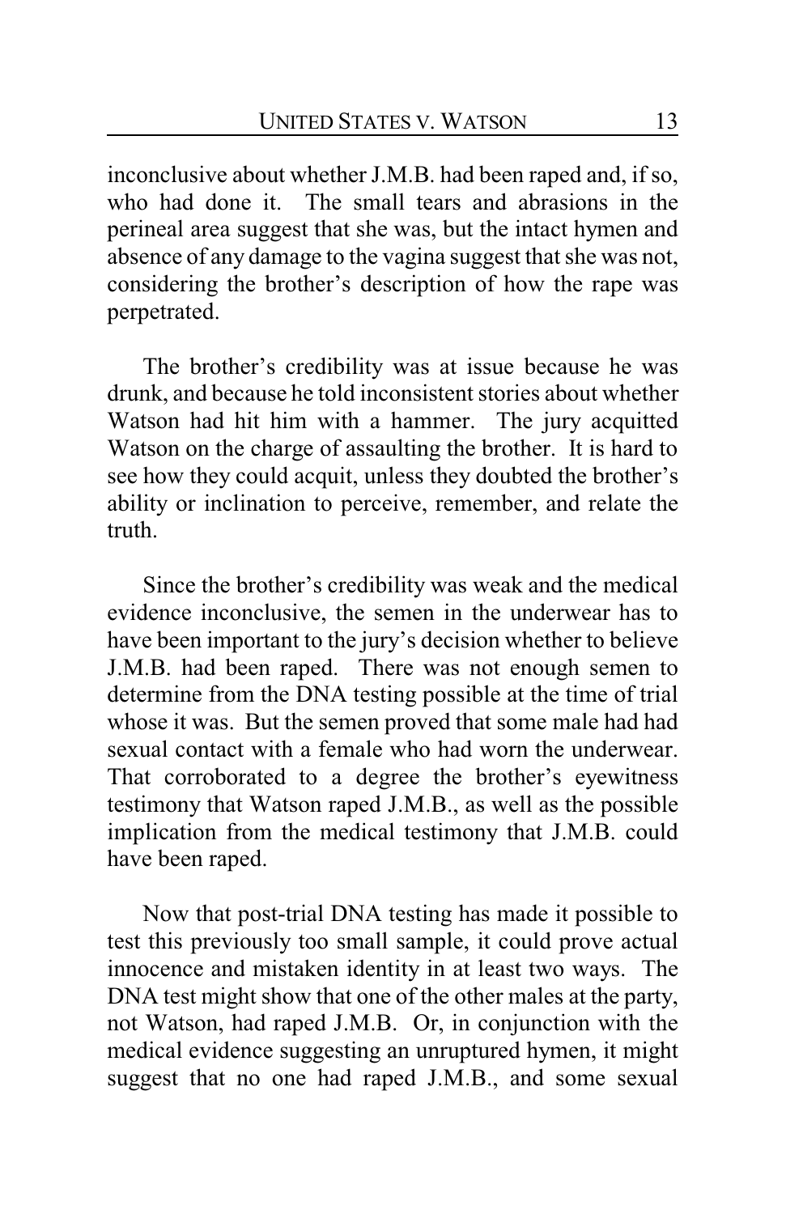inconclusive about whether J.M.B. had been raped and, if so, who had done it. The small tears and abrasions in the perineal area suggest that she was, but the intact hymen and absence of any damage to the vagina suggest that she was not, considering the brother's description of how the rape was perpetrated.

The brother's credibility was at issue because he was drunk, and because he told inconsistent stories about whether Watson had hit him with a hammer. The jury acquitted Watson on the charge of assaulting the brother. It is hard to see how they could acquit, unless they doubted the brother's ability or inclination to perceive, remember, and relate the truth.

Since the brother's credibility was weak and the medical evidence inconclusive, the semen in the underwear has to have been important to the jury's decision whether to believe J.M.B. had been raped. There was not enough semen to determine from the DNA testing possible at the time of trial whose it was. But the semen proved that some male had had sexual contact with a female who had worn the underwear. That corroborated to a degree the brother's eyewitness testimony that Watson raped J.M.B., as well as the possible implication from the medical testimony that J.M.B. could have been raped.

Now that post-trial DNA testing has made it possible to test this previously too small sample, it could prove actual innocence and mistaken identity in at least two ways. The DNA test might show that one of the other males at the party, not Watson, had raped J.M.B. Or, in conjunction with the medical evidence suggesting an unruptured hymen, it might suggest that no one had raped J.M.B., and some sexual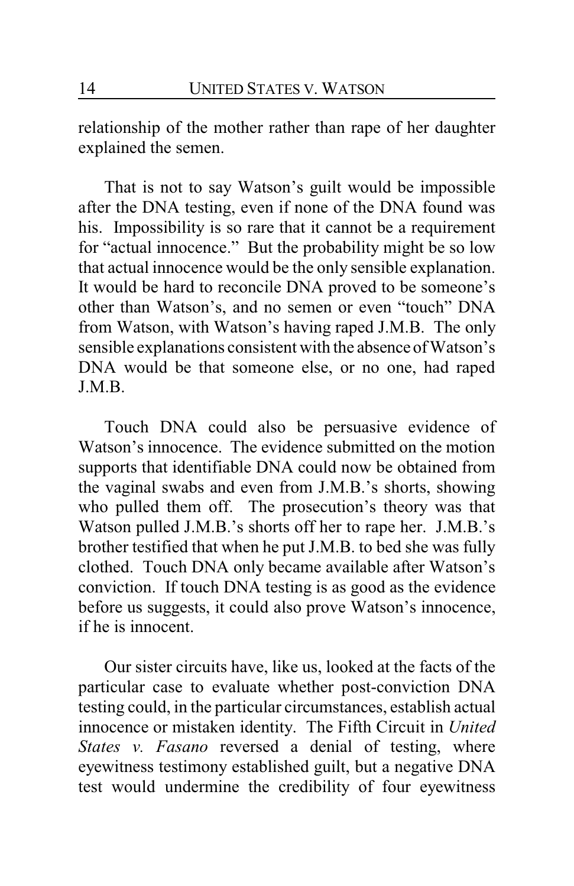relationship of the mother rather than rape of her daughter explained the semen.

That is not to say Watson's guilt would be impossible after the DNA testing, even if none of the DNA found was his. Impossibility is so rare that it cannot be a requirement for "actual innocence." But the probability might be so low that actual innocence would be the only sensible explanation. It would be hard to reconcile DNA proved to be someone's other than Watson's, and no semen or even "touch" DNA from Watson, with Watson's having raped J.M.B. The only sensible explanations consistent with the absence of Watson's DNA would be that someone else, or no one, had raped J.M.B.

Touch DNA could also be persuasive evidence of Watson's innocence. The evidence submitted on the motion supports that identifiable DNA could now be obtained from the vaginal swabs and even from J.M.B.'s shorts, showing who pulled them off. The prosecution's theory was that Watson pulled J.M.B.'s shorts off her to rape her. J.M.B.'s brother testified that when he put J.M.B. to bed she was fully clothed. Touch DNA only became available after Watson's conviction. If touch DNA testing is as good as the evidence before us suggests, it could also prove Watson's innocence, if he is innocent.

Our sister circuits have, like us, looked at the facts of the particular case to evaluate whether post-conviction DNA testing could, in the particular circumstances, establish actual innocence or mistaken identity. The Fifth Circuit in *United States v. Fasano* reversed a denial of testing, where eyewitness testimony established guilt, but a negative DNA test would undermine the credibility of four eyewitness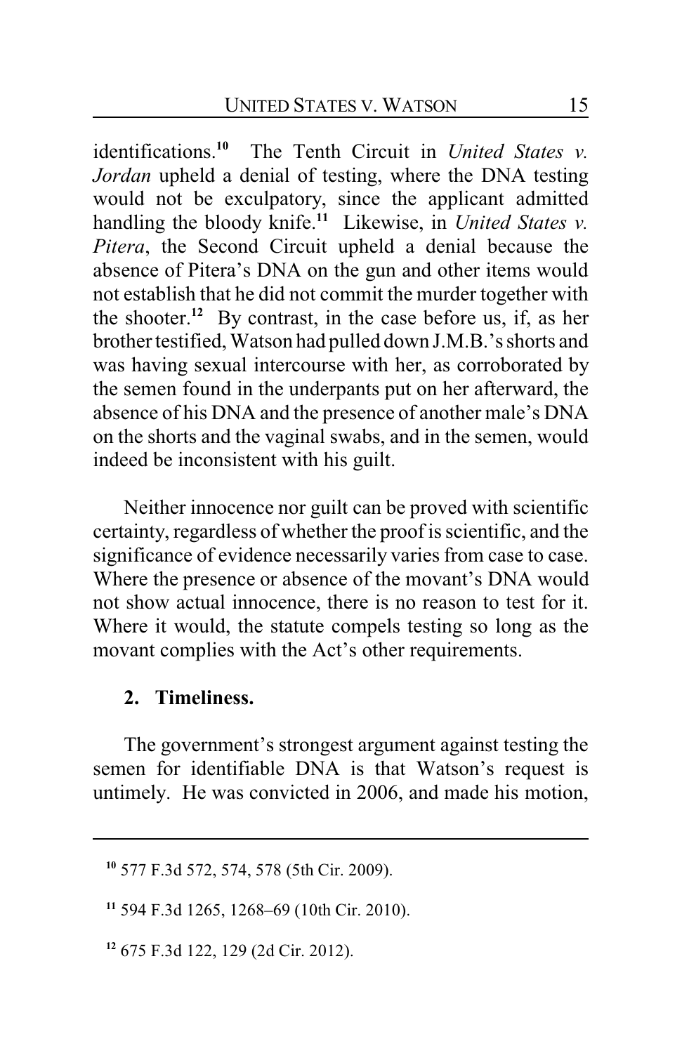identifications.[10] The Tenth Circuit in *United States v. Jordan* upheld a denial of testing, where the DNA testing would not be exculpatory, since the applicant admitted handling the bloody knife.[11] Likewise, in *United States v. Pitera*, the Second Circuit upheld a denial because the absence of Pitera's DNA on the gun and other items would not establish that he did not commit the murder together with the shooter.[12] By contrast, in the case before us, if, as her brother testified, Watson had pulled down J.M.B.'s shorts and was having sexual intercourse with her, as corroborated by the semen found in the underpants put on her afterward, the absence of his DNA and the presence of another male's DNA on the shorts and the vaginal swabs, and in the semen, would indeed be inconsistent with his guilt.

Neither innocence nor guilt can be proved with scientific certainty, regardless of whether the proof is scientific, and the significance of evidence necessarily varies from case to case. Where the presence or absence of the movant's DNA would not show actual innocence, there is no reason to test for it. Where it would, the statute compels testing so long as the movant complies with the Act's other requirements.

**2. Timeliness.**

The government's strongest argument against testing the semen for identifiable DNA is that Watson's request is untimely. He was convicted in 2006, and made his motion,

---

[10] 577 F.3d 572, 574, 578 (5th Cir. 2009).

[11] 594 F.3d 1265, 1268–69 (10th Cir. 2010).

[12] 675 F.3d 122, 129 (2d Cir. 2012).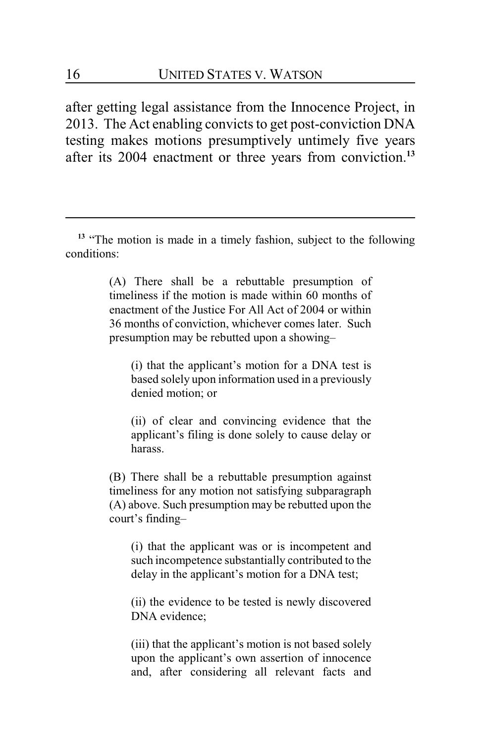after getting legal assistance from the Innocence Project, in 2013. The Act enabling convicts to get post-conviction DNA testing makes motions presumptively untimely five years after its 2004 enactment or three years from conviction.[13]

---

[13] "The motion is made in a timely fashion, subject to the following conditions:

> (A) There shall be a rebuttable presumption of timeliness if the motion is made within 60 months of enactment of the Justice For All Act of 2004 or within 36 months of conviction, whichever comes later. Such presumption may be rebutted upon a showing–
>
> > (i) that the applicant's motion for a DNA test is based solely upon information used in a previously denied motion; or
> >
> > (ii) of clear and convincing evidence that the applicant's filing is done solely to cause delay or harass.
>
> (B) There shall be a rebuttable presumption against timeliness for any motion not satisfying subparagraph (A) above. Such presumption may be rebutted upon the court's finding–
>
> > (i) that the applicant was or is incompetent and such incompetence substantially contributed to the delay in the applicant's motion for a DNA test;
> >
> > (ii) the evidence to be tested is newly discovered DNA evidence;
> >
> > (iii) that the applicant's motion is not based solely upon the applicant's own assertion of innocence and, after considering all relevant facts and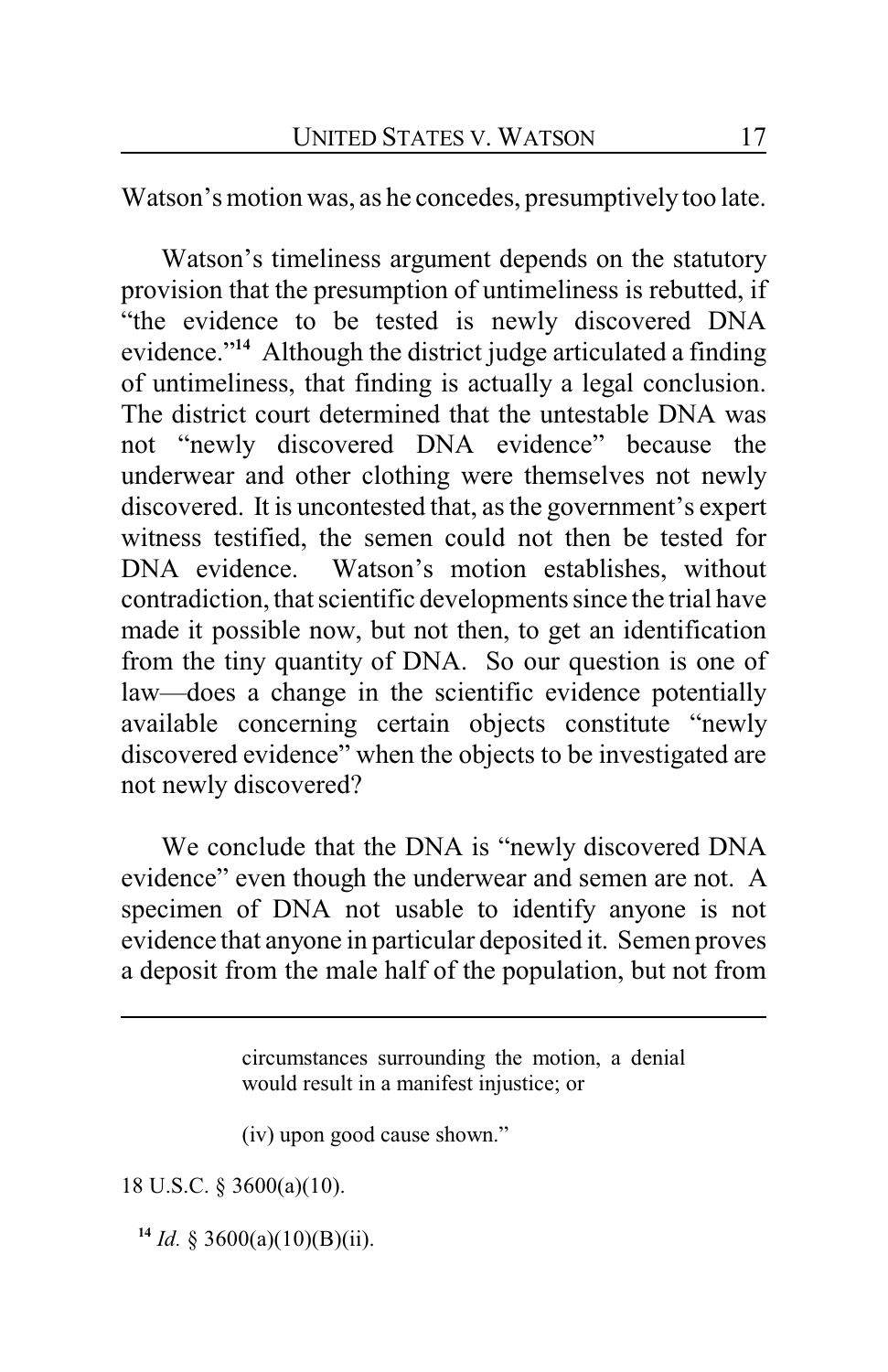Watson's motion was, as he concedes, presumptively too late.

Watson's timeliness argument depends on the statutory provision that the presumption of untimeliness is rebutted, if "the evidence to be tested is newly discovered DNA evidence."[14] Although the district judge articulated a finding of untimeliness, that finding is actually a legal conclusion. The district court determined that the untestable DNA was not "newly discovered DNA evidence" because the underwear and other clothing were themselves not newly discovered. It is uncontested that, as the government's expert witness testified, the semen could not then be tested for DNA evidence. Watson's motion establishes, without contradiction, that scientific developments since the trial have made it possible now, but not then, to get an identification from the tiny quantity of DNA. So our question is one of law—does a change in the scientific evidence potentially available concerning certain objects constitute "newly discovered evidence" when the objects to be investigated are not newly discovered?

We conclude that the DNA is "newly discovered DNA evidence" even though the underwear and semen are not. A specimen of DNA not usable to identify anyone is not evidence that anyone in particular deposited it. Semen proves a deposit from the male half of the population, but not from

---

> circumstances surrounding the motion, a denial would result in a manifest injustice; or
>
> (iv) upon good cause shown."

18 U.S.C. § 3600(a)(10).

[14] *Id.* § 3600(a)(10)(B)(ii).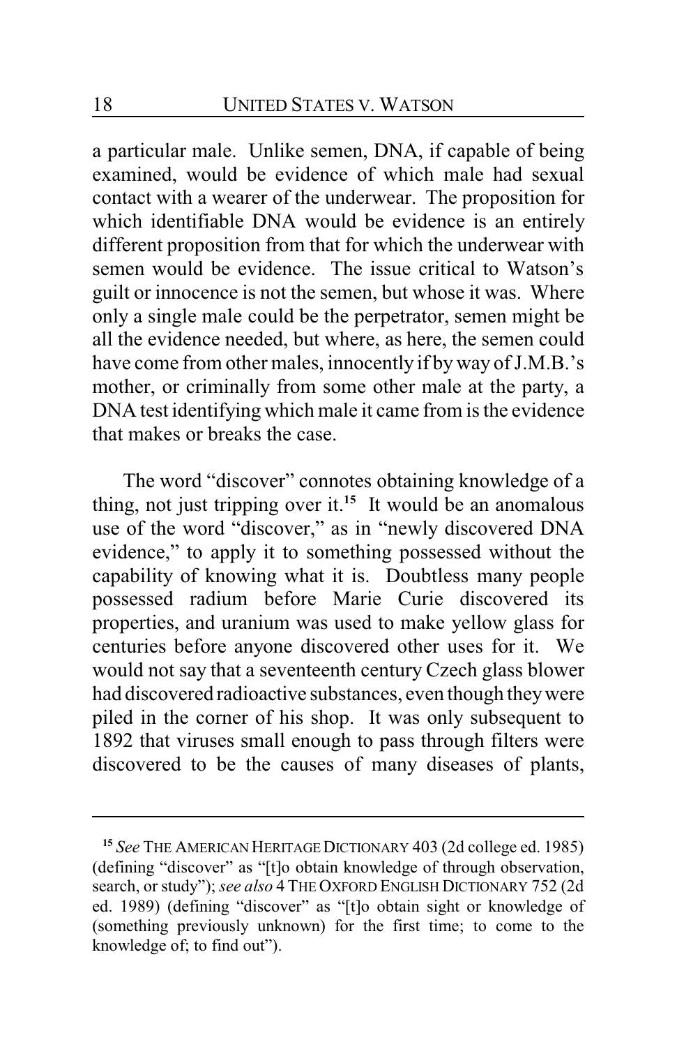a particular male. Unlike semen, DNA, if capable of being examined, would be evidence of which male had sexual contact with a wearer of the underwear. The proposition for which identifiable DNA would be evidence is an entirely different proposition from that for which the underwear with semen would be evidence. The issue critical to Watson's guilt or innocence is not the semen, but whose it was. Where only a single male could be the perpetrator, semen might be all the evidence needed, but where, as here, the semen could have come from other males, innocently if by way of J.M.B.'s mother, or criminally from some other male at the party, a DNA test identifying which male it came from is the evidence that makes or breaks the case.

The word "discover" connotes obtaining knowledge of a thing, not just tripping over it.[15] It would be an anomalous use of the word "discover," as in "newly discovered DNA evidence," to apply it to something possessed without the capability of knowing what it is. Doubtless many people possessed radium before Marie Curie discovered its properties, and uranium was used to make yellow glass for centuries before anyone discovered other uses for it. We would not say that a seventeenth century Czech glass blower had discovered radioactive substances, even though they were piled in the corner of his shop. It was only subsequent to 1892 that viruses small enough to pass through filters were discovered to be the causes of many diseases of plants,

---

[15] *See* THE AMERICAN HERITAGE DICTIONARY 403 (2d college ed. 1985) (defining "discover" as "[t]o obtain knowledge of through observation, search, or study"); *see also* 4 THE OXFORD ENGLISH DICTIONARY 752 (2d ed. 1989) (defining "discover" as "[t]o obtain sight or knowledge of (something previously unknown) for the first time; to come to the knowledge of; to find out").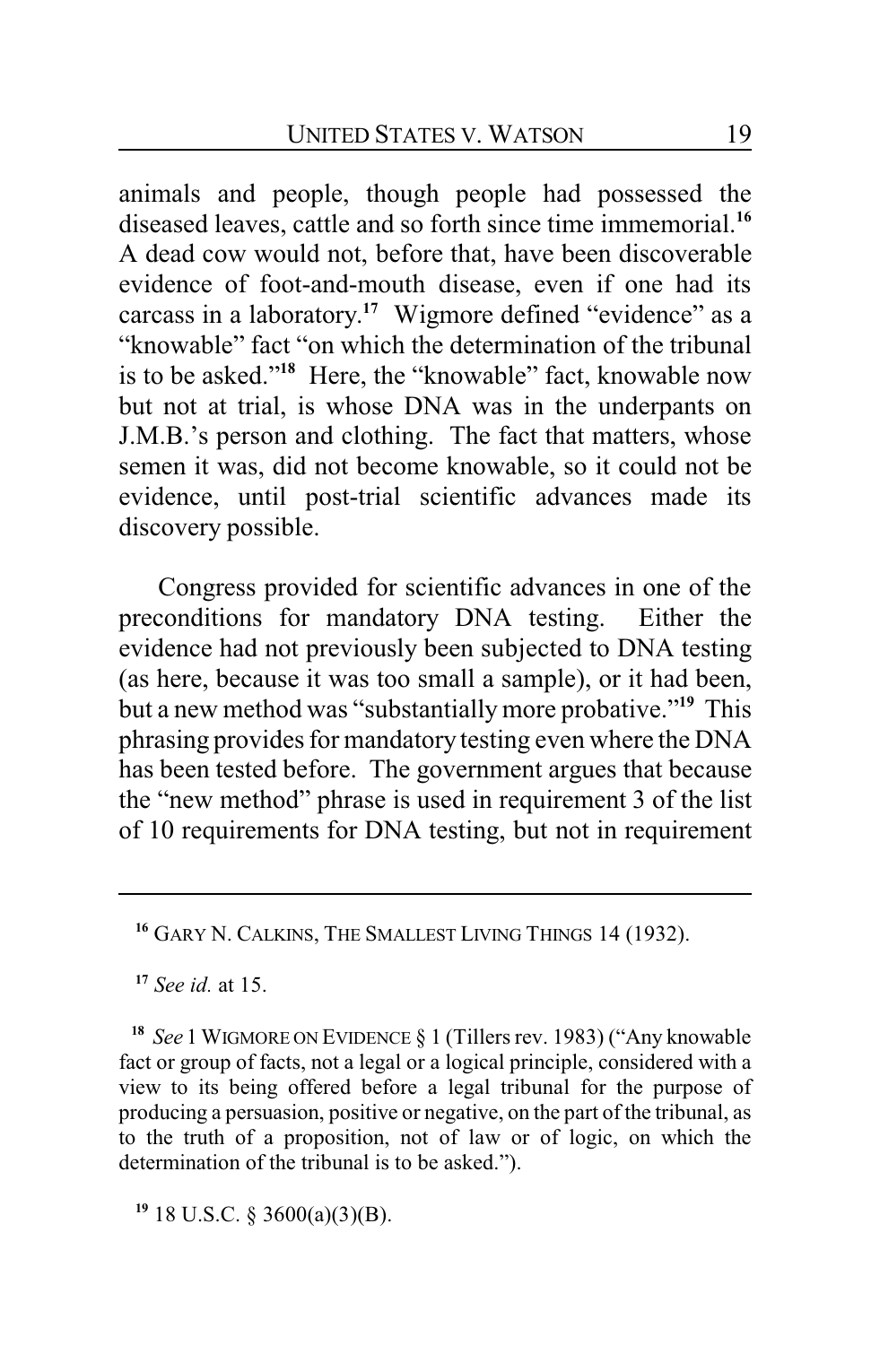animals and people, though people had possessed the diseased leaves, cattle and so forth since time immemorial.[16] A dead cow would not, before that, have been discoverable evidence of foot-and-mouth disease, even if one had its carcass in a laboratory.[17] Wigmore defined "evidence" as a "knowable" fact "on which the determination of the tribunal is to be asked."[18] Here, the "knowable" fact, knowable now but not at trial, is whose DNA was in the underpants on J.M.B.'s person and clothing. The fact that matters, whose semen it was, did not become knowable, so it could not be evidence, until post-trial scientific advances made its discovery possible.

Congress provided for scientific advances in one of the preconditions for mandatory DNA testing. Either the evidence had not previously been subjected to DNA testing (as here, because it was too small a sample), or it had been, but a new method was "substantially more probative."[19] This phrasing provides for mandatory testing even where the DNA has been tested before. The government argues that because the "new method" phrase is used in requirement 3 of the list of 10 requirements for DNA testing, but not in requirement

---

[16] GARY N. CALKINS, THE SMALLEST LIVING THINGS 14 (1932).

[17] *See id.* at 15.

[18] *See* 1 WIGMORE ON EVIDENCE § 1 (Tillers rev. 1983) ("Any knowable fact or group of facts, not a legal or a logical principle, considered with a view to its being offered before a legal tribunal for the purpose of producing a persuasion, positive or negative, on the part of the tribunal, as to the truth of a proposition, not of law or of logic, on which the determination of the tribunal is to be asked.").

[19] 18 U.S.C. § 3600(a)(3)(B).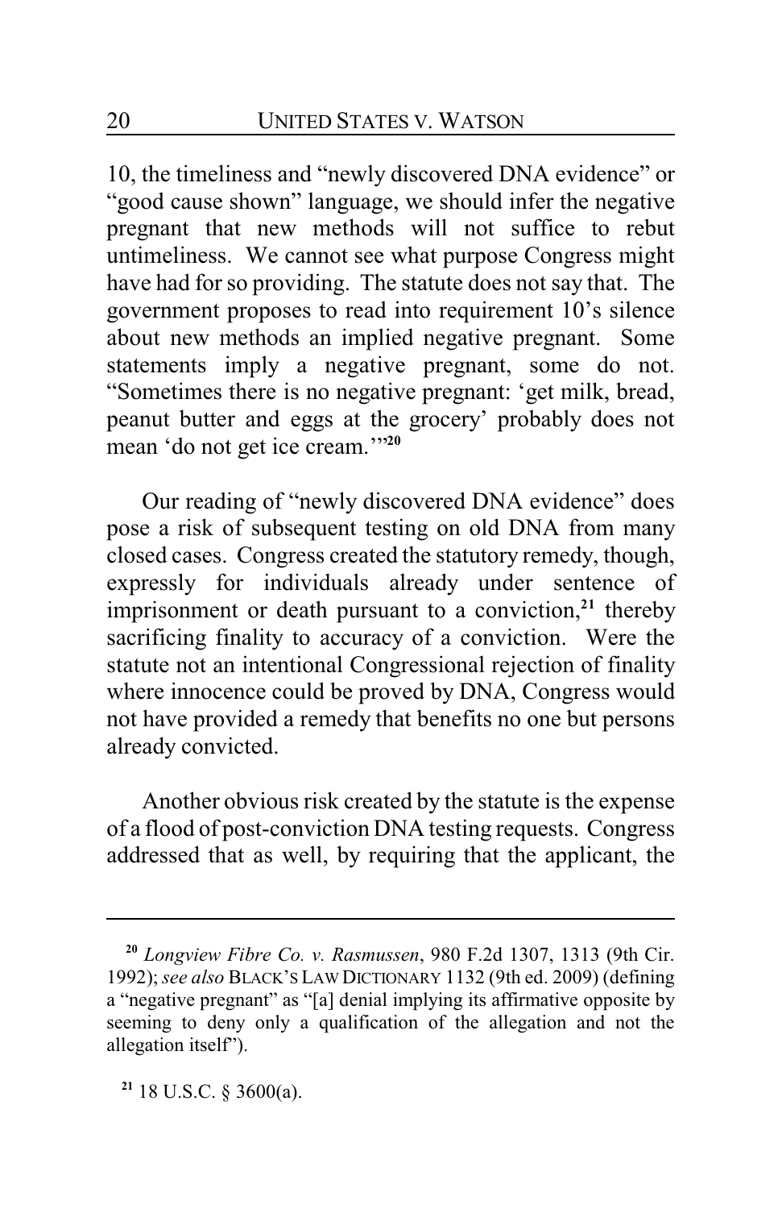10, the timeliness and "newly discovered DNA evidence" or "good cause shown" language, we should infer the negative pregnant that new methods will not suffice to rebut untimeliness. We cannot see what purpose Congress might have had for so providing. The statute does not say that. The government proposes to read into requirement 10's silence about new methods an implied negative pregnant. Some statements imply a negative pregnant, some do not. "Sometimes there is no negative pregnant: 'get milk, bread, peanut butter and eggs at the grocery' probably does not mean 'do not get ice cream.'"[20]

Our reading of "newly discovered DNA evidence" does pose a risk of subsequent testing on old DNA from many closed cases. Congress created the statutory remedy, though, expressly for individuals already under sentence of imprisonment or death pursuant to a conviction,[21] thereby sacrificing finality to accuracy of a conviction. Were the statute not an intentional Congressional rejection of finality where innocence could be proved by DNA, Congress would not have provided a remedy that benefits no one but persons already convicted.

Another obvious risk created by the statute is the expense of a flood of post-conviction DNA testing requests. Congress addressed that as well, by requiring that the applicant, the

---

[20] *Longview Fibre Co. v. Rasmussen*, 980 F.2d 1307, 1313 (9th Cir. 1992); *see also* BLACK'S LAW DICTIONARY 1132 (9th ed. 2009) (defining a "negative pregnant" as "[a] denial implying its affirmative opposite by seeming to deny only a qualification of the allegation and not the allegation itself").

[21] 18 U.S.C. § 3600(a).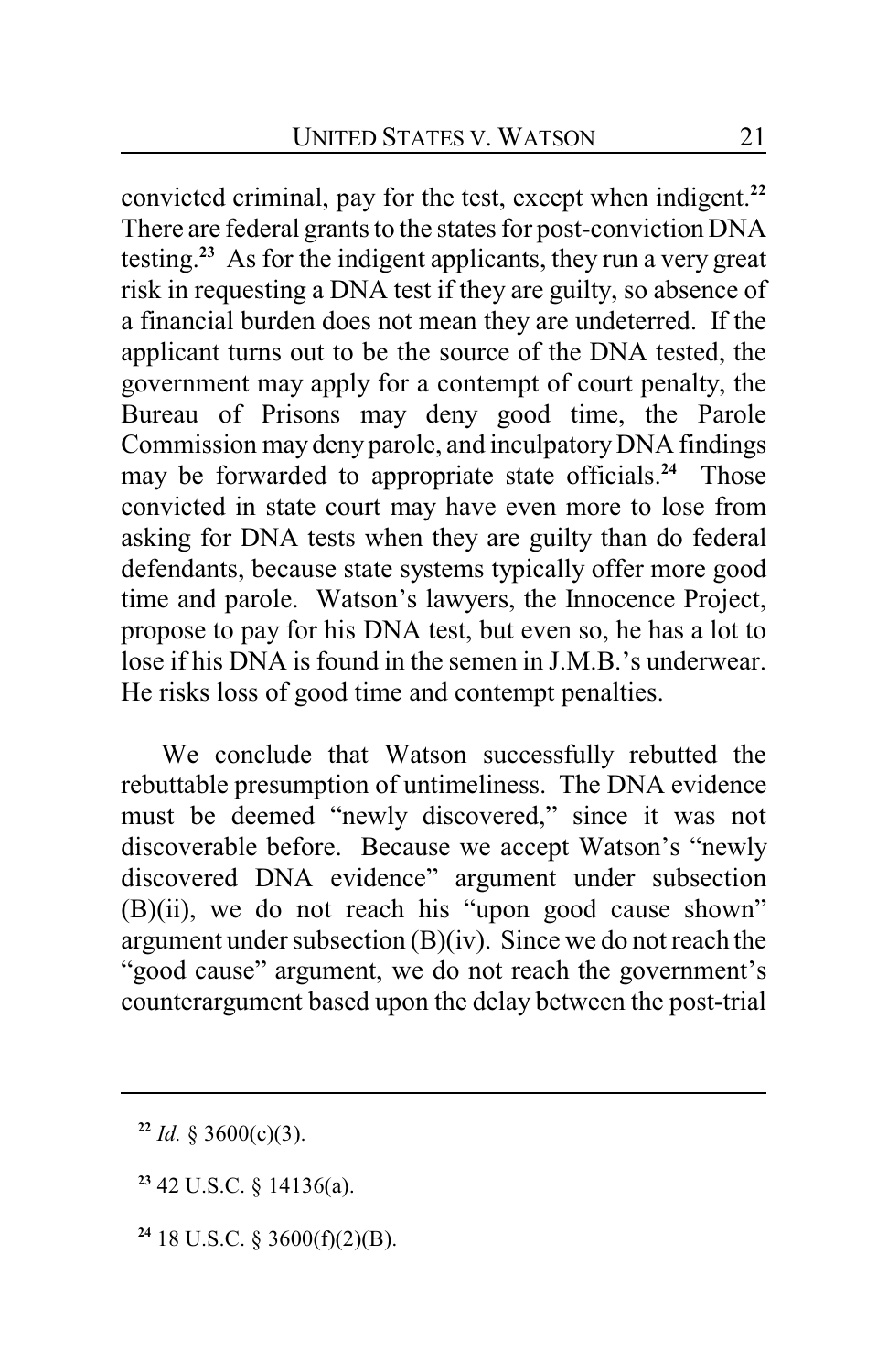convicted criminal, pay for the test, except when indigent.[22] There are federal grants to the states for post-conviction DNA testing.[23] As for the indigent applicants, they run a very great risk in requesting a DNA test if they are guilty, so absence of a financial burden does not mean they are undeterred. If the applicant turns out to be the source of the DNA tested, the government may apply for a contempt of court penalty, the Bureau of Prisons may deny good time, the Parole Commission may deny parole, and inculpatory DNA findings may be forwarded to appropriate state officials.[24] Those convicted in state court may have even more to lose from asking for DNA tests when they are guilty than do federal defendants, because state systems typically offer more good time and parole. Watson's lawyers, the Innocence Project, propose to pay for his DNA test, but even so, he has a lot to lose if his DNA is found in the semen in J.M.B.'s underwear. He risks loss of good time and contempt penalties.

We conclude that Watson successfully rebutted the rebuttable presumption of untimeliness. The DNA evidence must be deemed "newly discovered," since it was not discoverable before. Because we accept Watson's "newly discovered DNA evidence" argument under subsection (B)(ii), we do not reach his "upon good cause shown" argument under subsection (B)(iv). Since we do not reach the "good cause" argument, we do not reach the government's counterargument based upon the delay between the post-trial

---

[22] *Id.* § 3600(c)(3).

[23] 42 U.S.C. § 14136(a).

[24] 18 U.S.C. § 3600(f)(2)(B).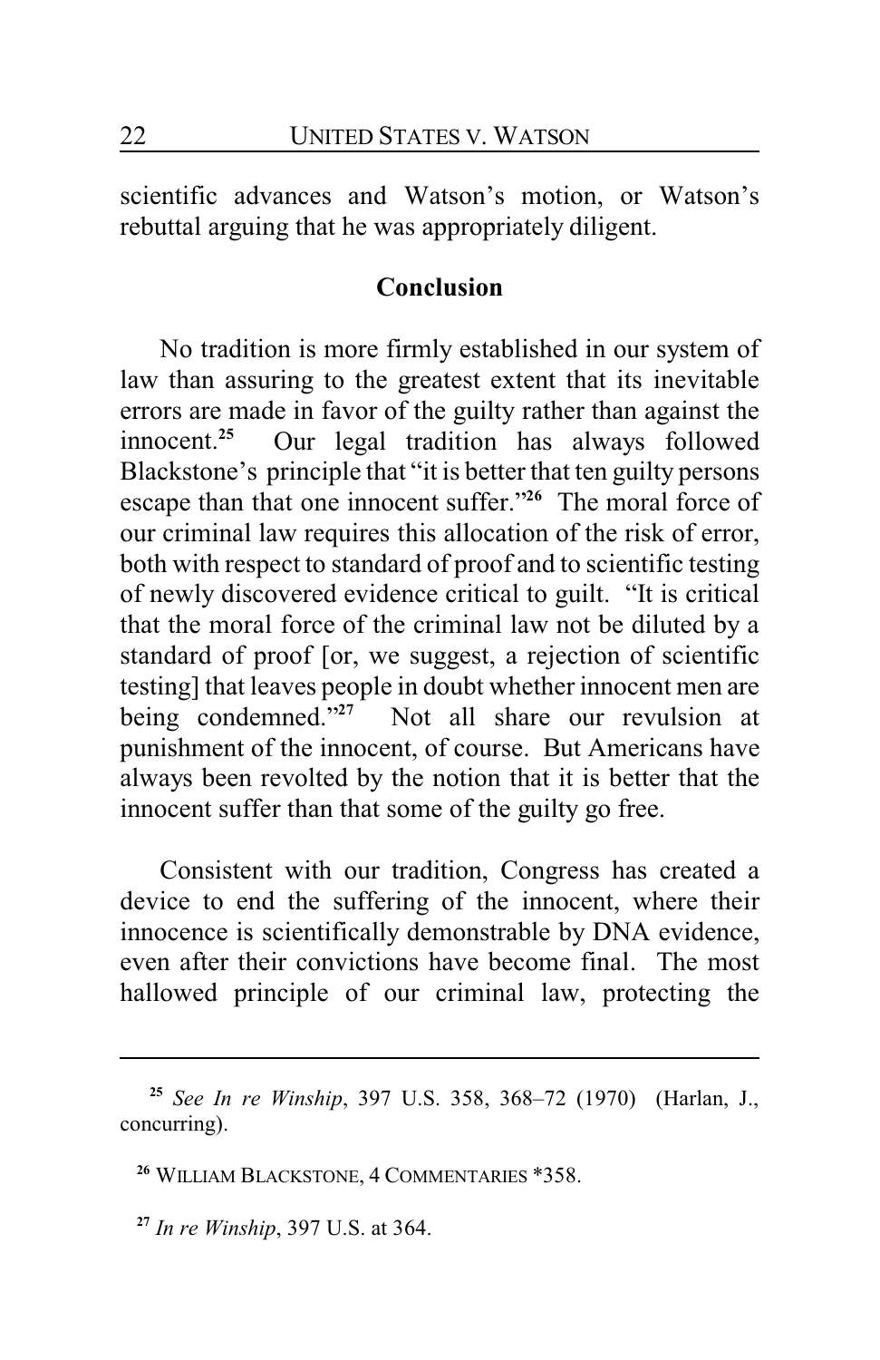scientific advances and Watson's motion, or Watson's rebuttal arguing that he was appropriately diligent.

## Conclusion

No tradition is more firmly established in our system of law than assuring to the greatest extent that its inevitable errors are made in favor of the guilty rather than against the innocent.[25] Our legal tradition has always followed Blackstone's principle that "it is better that ten guilty persons escape than that one innocent suffer."[26] The moral force of our criminal law requires this allocation of the risk of error, both with respect to standard of proof and to scientific testing of newly discovered evidence critical to guilt. "It is critical that the moral force of the criminal law not be diluted by a standard of proof [or, we suggest, a rejection of scientific testing] that leaves people in doubt whether innocent men are being condemned."[27] Not all share our revulsion at punishment of the innocent, of course. But Americans have always been revolted by the notion that it is better that the innocent suffer than that some of the guilty go free.

Consistent with our tradition, Congress has created a device to end the suffering of the innocent, where their innocence is scientifically demonstrable by DNA evidence, even after their convictions have become final. The most hallowed principle of our criminal law, protecting the

---

[25] *See In re Winship*, 397 U.S. 358, 368–72 (1970) (Harlan, J., concurring).

[26] WILLIAM BLACKSTONE, 4 COMMENTARIES *358.

[27] *In re Winship*, 397 U.S. at 364.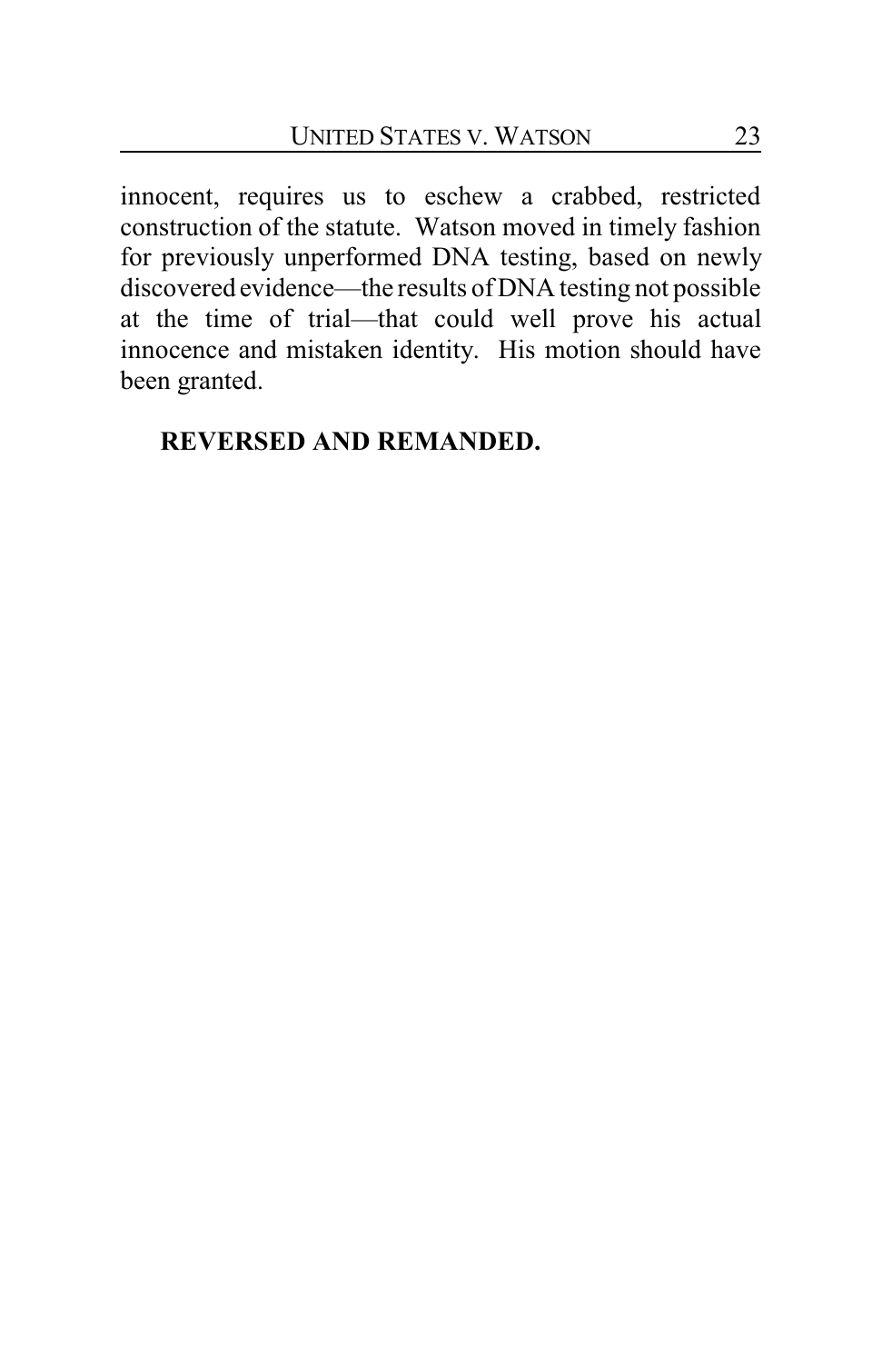innocent, requires us to eschew a crabbed, restricted construction of the statute. Watson moved in timely fashion for previously unperformed DNA testing, based on newly discovered evidence—the results of DNA testing not possible at the time of trial—that could well prove his actual innocence and mistaken identity. His motion should have been granted.

**REVERSED AND REMANDED.**